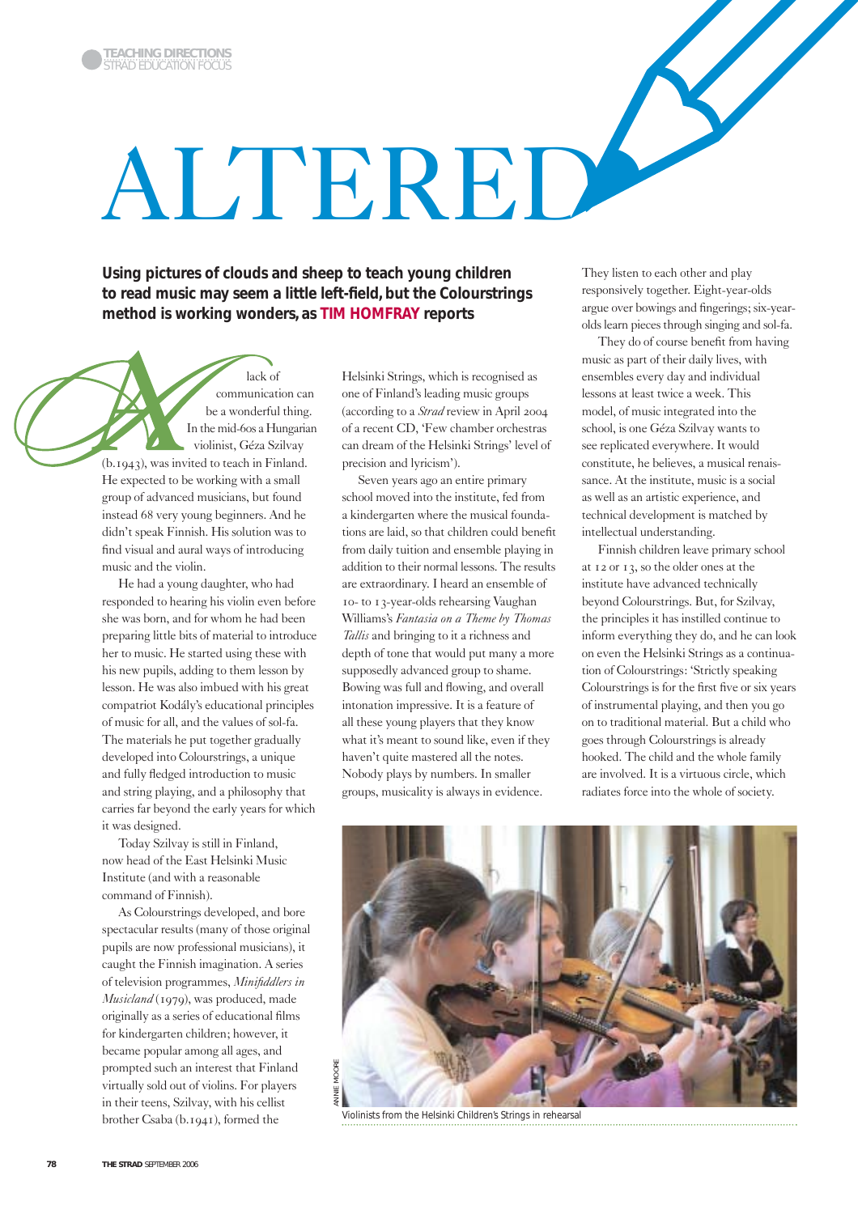# ALTERED

**Using pictures of clouds and sheep to teach young children to read music may seem a little left-field, but the Colourstrings method is working wonders, as TIM HOMFRAY reports**

A lack of communication can be a wonderful thing. In the mid-60s a Hungarian violinist, Géza Szilvay (b.1943), was invited to teach in Finland. He expected to be working with a small group of advanced musicians, but found instead 68 very young beginners. And he didn't speak Finnish. His solution was to find visual and aural ways of introducing music and the violin.

He had a young daughter, who had responded to hearing his violin even before she was born, and for whom he had been preparing little bits of material to introduce her to music. He started using these with his new pupils, adding to them lesson by lesson. He was also imbued with his great compatriot Kodály's educational principles of music for all, and the values of sol-fa. The materials he put together gradually developed into Colourstrings, a unique and fully fledged introduction to music and string playing, and a philosophy that carries far beyond the early years for which it was designed.

Today Szilvay is still in Finland, now head of the East Helsinki Music Institute (and with a reasonable command of Finnish).

As Colourstrings developed, and bore spectacular results (many of those original pupils are now professional musicians), it caught the Finnish imagination. A series of television programmes, *Minifiddlers in Musicland* (1979), was produced, made originally as a series of educational films for kindergarten children; however, it became popular among all ages, and prompted such an interest that Finland virtually sold out of violins. For players in their teens, Szilvay, with his cellist brother Csaba (b.1941), formed the Helsinki Strings, which is recognised as one of Finland's leading music groups (according to a *Strad* review in April 2004 of a recent CD, 'Few chamber orchestras can dream of the Helsinki Strings' level of precision and lyricism').

Seven years ago an entire primary school moved into the institute, fed from a kindergarten where the musical foundations are laid, so that children could benefit from daily tuition and ensemble playing in addition to their normal lessons. The results are extraordinary. I heard an ensemble of 10- to 13-year-olds rehearsing Vaughan Williams's *Fantasia on a Theme by Thomas Tallis* and bringing to it a richness and depth of tone that would put many a more supposedly advanced group to shame. Bowing was full and flowing, and overall intonation impressive. It is a feature of all these young players that they know what it's meant to sound like, even if they haven't quite mastered all the notes. Nobody plays by numbers. In smaller groups, musicality is always in evidence. They listen to each other and play responsively together. Eight-year-olds argue over bowings and fingerings; six-year-olds learn pieces through singing and sol-fa.

They do of course benefit from having music as part of their daily lives, with ensembles every day and individual lessons at least twice a week. This model, of music integrated into the school, is one Géza Szilvay wants to see replicated everywhere. It would constitute, he believes, a musical renaissance. At the institute, music is a social as well as an artistic experience, and technical development is matched by intellectual understanding.

Finnish children leave primary school at 12 or 13, so the older ones at the institute have advanced technically beyond Colourstrings. But, for Szilvay, the principles it has instilled continue to inform everything they do, and he can look on even the Helsinki Strings as a continuation of Colourstrings: 'Strictly speaking Colourstrings is for the first five or six years of instrumental playing, and then you go on to traditional material. But a child who goes through Colourstrings is already hooked. The child and the whole family are involved. It is a virtuous circle, which radiates force into the whole of society.

Violinists from the Helsinki Children's Strings in rehearsal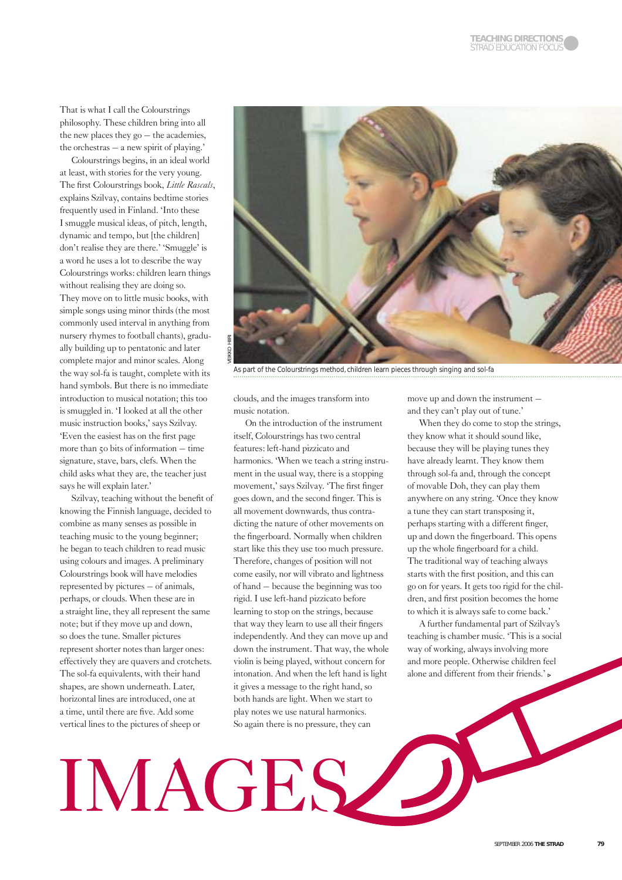That is what I call the Colourstrings philosophy. These children bring into all the new places they go – the academies, the orchestras – a new spirit of playing.'

Colourstrings begins, in an ideal world at least, with stories for the very young. The first Colourstrings book, *Little Rascals*, explains Szilvay, contains bedtime stories frequently used in Finland. 'Into these I smuggle musical ideas, of pitch, length, dynamic and tempo, but [the children] don't realise they are there.' 'Smuggle' is a word he uses a lot to describe the way Colourstrings works: children learn things without realising they are doing so. They move on to little music books, with simple songs using minor thirds (the most commonly used interval in anything from nursery rhymes to football chants), gradually building up to pentatonic and later complete major and minor scales. Along the way sol-fa is taught, complete with its hand symbols. But there is no immediate introduction to musical notation; this too is smuggled in. 'I looked at all the other music instruction books,' says Szilvay. 'Even the easiest has on the first page more than 50 bits of information – time signature, stave, bars, clefs. When the child asks what they are, the teacher just says he will explain later.'

Szilvay, teaching without the benefit of knowing the Finnish language, decided to combine as many senses as possible in teaching music to the young beginner; he began to teach children to read music using colours and images. A preliminary Colourstrings book will have melodies represented by pictures – of animals, perhaps, or clouds. When these are in a straight line, they all represent the same note; but if they move up and down, so does the tune. Smaller pictures represent shorter notes than larger ones: effectively they are quavers and crotchets. The sol-fa equivalents, with their hand shapes, are shown underneath. Later, horizontal lines are introduced, one at a time, until there are five. Add some vertical lines to the pictures of sheep or clouds, and the images transform into music notation.

VEIKKO HIIRI

As part of the Colourstrings method, children learn pieces through singing and sol-fa

On the introduction of the instrument itself, Colourstrings has two central features: left-hand pizzicato and harmonics. 'When we teach a string instrument in the usual way, there is a stopping movement,' says Szilvay. 'The first finger goes down, and the second finger. This is all movement downwards, thus contradicting the nature of other movements on the fingerboard. Normally when children start like this they use too much pressure. Therefore, changes of position will not come easily, nor will vibrato and lightness of hand – because the beginning was too rigid. I use left-hand pizzicato before learning to stop on the strings, because that way they learn to use all their fingers independently. And they can move up and down the instrument. That way, the whole violin is being played, without concern for intonation. And when the left hand is light it gives a message to the right hand, so both hands are light. When we start to play notes we use natural harmonics. So again there is no pressure, they can move up and down the instrument – and they can't play out of tune.'

When they do come to stop the strings, they know what it should sound like, because they will be playing tunes they have already learnt. They know them through sol-fa and, through the concept of movable Doh, they can play them anywhere on any string. 'Once they know a tune they can start transposing it, perhaps starting with a different finger, up and down the fingerboard. This opens up the whole fingerboard for a child. The traditional way of teaching always starts with the first position, and this can go on for years. It gets too rigid for the children, and first position becomes the home to which it is always safe to come back.'

A further fundamental part of Szilvay's teaching is chamber music. 'This is a social way of working, always involving more and more people. Otherwise children feel alone and different from their friends.'

# IMAGES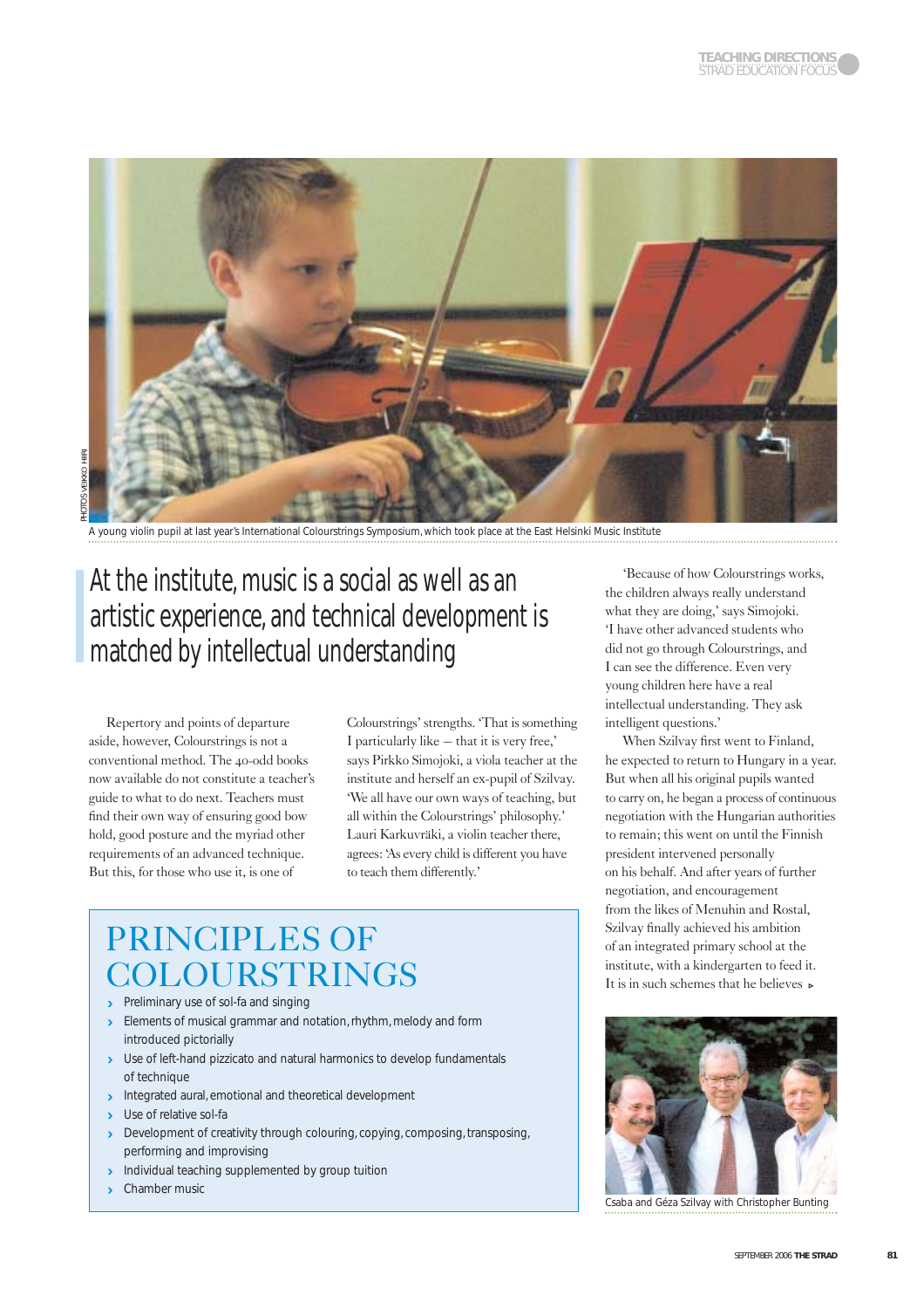PHOTOS VEIKKO HIIRI

A young violin pupil at last year's International Colourstrings Symposium, which took place at the East Helsinki Music Institute

> At the institute, music is a social as well as an artistic experience, and technical development is matched by intellectual understanding

Repertory and points of departure aside, however, Colourstrings is not a conventional method. The 40-odd books now available do not constitute a teacher's guide to what to do next. Teachers must find their own way of ensuring good bow hold, good posture and the myriad other requirements of an advanced technique. But this, for those who use it, is one of Colourstrings' strengths. 'That is something I particularly like – that it is very free,' says Pirkko Simojoki, a viola teacher at the institute and herself an ex-pupil of Szilvay. 'We all have our own ways of teaching, but all within the Colourstrings' philosophy.' Lauri Karkuvräki, a violin teacher there, agrees: 'As every child is different you have to teach them differently.'

## PRINCIPLES OF COLOURSTRINGS

- Preliminary use of sol-fa and singing
- Elements of musical grammar and notation, rhythm, melody and form introduced pictorially
- Use of left-hand pizzicato and natural harmonics to develop fundamentals of technique
- Integrated aural, emotional and theoretical development
- Use of relative sol-fa
- Development of creativity through colouring, copying, composing, transposing, performing and improvising
- Individual teaching supplemented by group tuition
- Chamber music

'Because of how Colourstrings works, the children always really understand what they are doing,' says Simojoki. 'I have other advanced students who did not go through Colourstrings, and I can see the difference. Even very young children here have a real intellectual understanding. They ask intelligent questions.'

When Szilvay first went to Finland, he expected to return to Hungary in a year. But when all his original pupils wanted to carry on, he began a process of continuous negotiation with the Hungarian authorities to remain; this went on until the Finnish president intervened personally on his behalf. And after years of further negotiation, and encouragement from the likes of Menuhin and Rostal, Szilvay finally achieved his ambition of an integrated primary school at the institute, with a kindergarten to feed it. It is in such schemes that he believes ▸

Csaba and Géza Szilvay with Christopher Bunting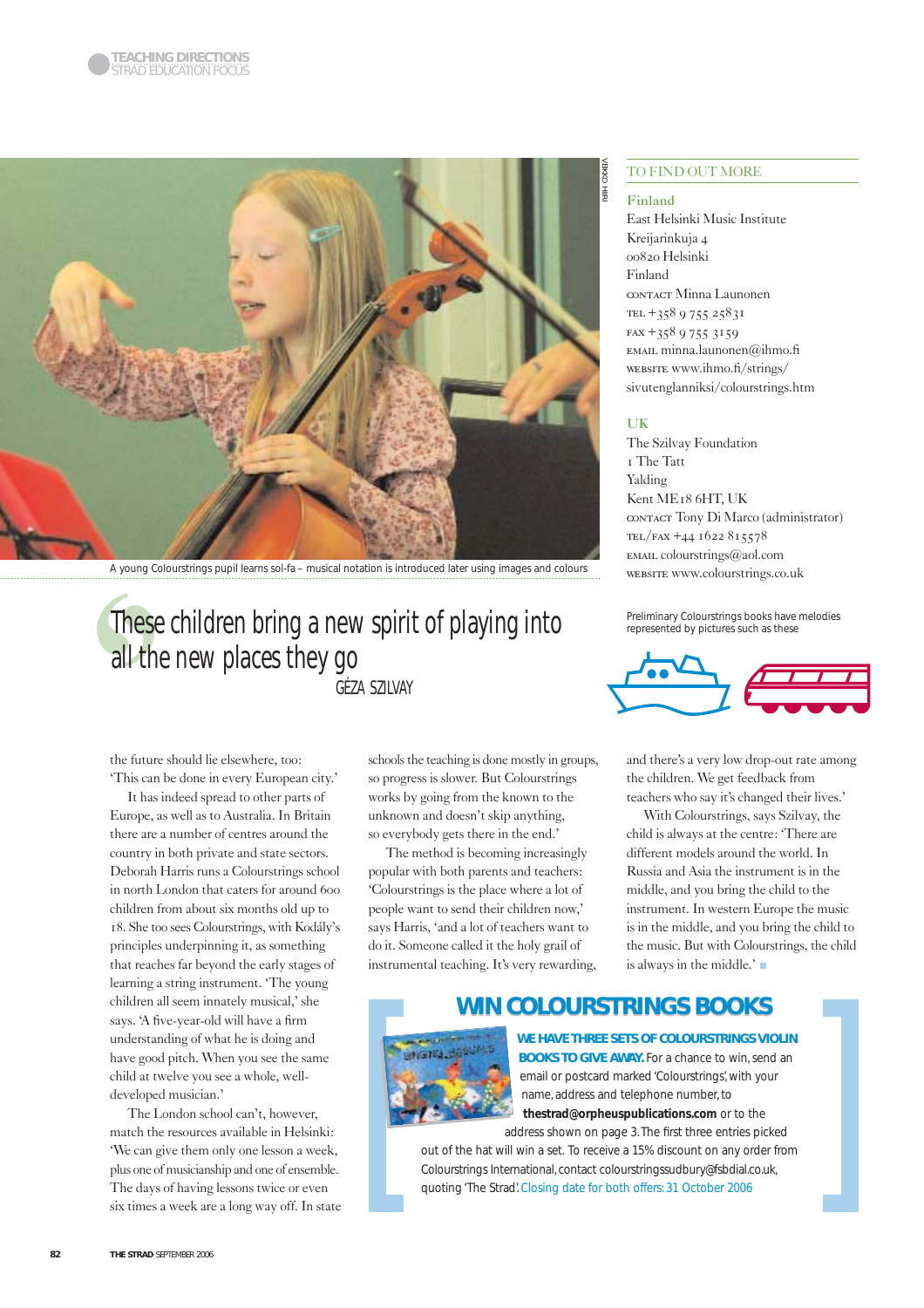A young Colourstrings pupil learns sol-fa – musical notation is introduced later using images and colours

> These children bring a new spirit of playing into all the new places they go
>
> GÉZA SZILVAY

the future should lie elsewhere, too: 'This can be done in every European city.'

It has indeed spread to other parts of Europe, as well as to Australia. In Britain there are a number of centres around the country in both private and state sectors. Deborah Harris runs a Colourstrings school in north London that caters for around 600 children from about six months old up to 18. She too sees Colourstrings, with Kodály's principles underpinning it, as something that reaches far beyond the early stages of learning a string instrument. 'The young children all seem innately musical,' she says. 'A five-year-old will have a firm understanding of what he is doing and have good pitch. When you see the same child at twelve you see a whole, well-developed musician.'

The London school can't, however, match the resources available in Helsinki: 'We can give them only one lesson a week, plus one of musicianship and one of ensemble. The days of having lessons twice or even six times a week are a long way off. In state schools the teaching is done mostly in groups, so progress is slower. But Colourstrings works by going from the known to the unknown and doesn't skip anything, so everybody gets there in the end.'

The method is becoming increasingly popular with both parents and teachers: 'Colourstrings is the place where a lot of people want to send their children now,' says Harris, 'and a lot of teachers want to do it. Someone called it the holy grail of instrumental teaching. It's very rewarding, and there's a very low drop-out rate among the children. We get feedback from teachers who say it's changed their lives.'

With Colourstrings, says Szilvay, the child is always at the centre: 'There are different models around the world. In Russia and Asia the instrument is in the middle, and you bring the child to the instrument. In western Europe the music is in the middle, and you bring the child to the music. But with Colourstrings, the child is always in the middle.' ■

## TO FIND OUT MORE

### Finland

East Helsinki Music Institute
Kreijarinkuja 4
00820 Helsinki
Finland
CONTACT Minna Launonen
TEL +358 9 755 25831
FAX +358 9 755 3159
EMAIL minna.launonen@ihmo.fi
WEBSITE www.ihmo.fi/strings/sivutenglanniksi/colourstrings.htm

### UK

The Szilvay Foundation
1 The Tatt
Yalding
Kent ME18 6HT, UK
CONTACT Tony Di Marco (administrator)
TEL/FAX +44 1622 815578
EMAIL colourstrings@aol.com
WEBSITE www.colourstrings.co.uk

Preliminary Colourstrings books have melodies represented by pictures such as these

## WIN COLOURSTRINGS BOOKS

**WE HAVE THREE SETS OF COLOURSTRINGS VIOLIN BOOKS TO GIVE AWAY.** For a chance to win, send an email or postcard marked 'Colourstrings', with your name, address and telephone number, to **thestrad@orpheuspublications.com** or to the address shown on page 3. The first three entries picked out of the hat will win a set. To receive a 15% discount on any order from Colourstrings International, contact colourstringssudbury@fsbdial.co.uk, quoting 'The Strad'. Closing date for both offers: 31 October 2006